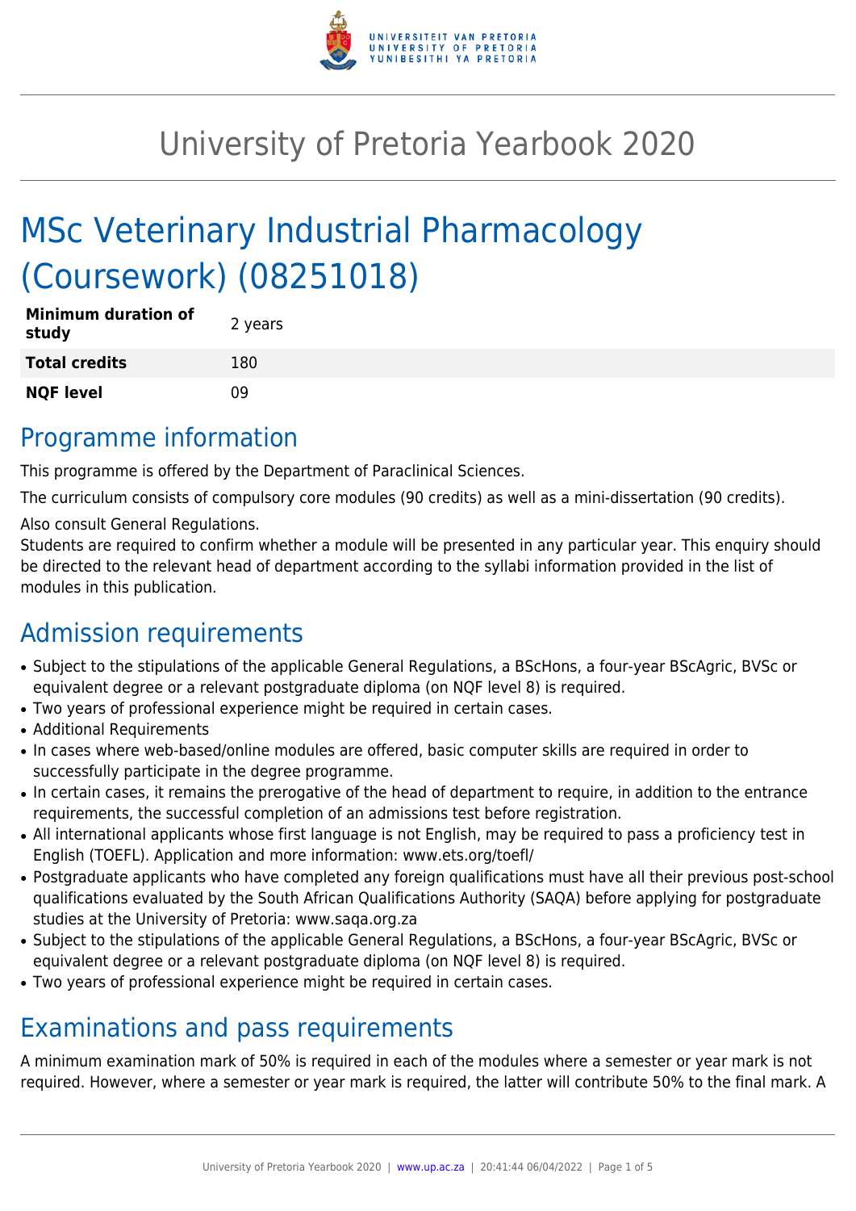# University of Pretoria Yearbook 2020

# MSc Veterinary Industrial Pharmacology (Coursework) (08251018)

| | |
|---|---|
| **Minimum duration of study** | 2 years |
| **Total credits** | 180 |
| **NQF level** | 09 |

## Programme information

This programme is offered by the Department of Paraclinical Sciences.

The curriculum consists of compulsory core modules (90 credits) as well as a mini-dissertation (90 credits).

Also consult General Regulations.

Students are required to confirm whether a module will be presented in any particular year. This enquiry should be directed to the relevant head of department according to the syllabi information provided in the list of modules in this publication.

## Admission requirements

- Subject to the stipulations of the applicable General Regulations, a BScHons, a four-year BScAgric, BVSc or equivalent degree or a relevant postgraduate diploma (on NQF level 8) is required.
- Two years of professional experience might be required in certain cases.
- Additional Requirements
- In cases where web-based/online modules are offered, basic computer skills are required in order to successfully participate in the degree programme.
- In certain cases, it remains the prerogative of the head of department to require, in addition to the entrance requirements, the successful completion of an admissions test before registration.
- All international applicants whose first language is not English, may be required to pass a proficiency test in English (TOEFL). Application and more information: www.ets.org/toefl/
- Postgraduate applicants who have completed any foreign qualifications must have all their previous post-school qualifications evaluated by the South African Qualifications Authority (SAQA) before applying for postgraduate studies at the University of Pretoria: www.saqa.org.za
- Subject to the stipulations of the applicable General Regulations, a BScHons, a four-year BScAgric, BVSc or equivalent degree or a relevant postgraduate diploma (on NQF level 8) is required.
- Two years of professional experience might be required in certain cases.

## Examinations and pass requirements

A minimum examination mark of 50% is required in each of the modules where a semester or year mark is not required. However, where a semester or year mark is required, the latter will contribute 50% to the final mark. A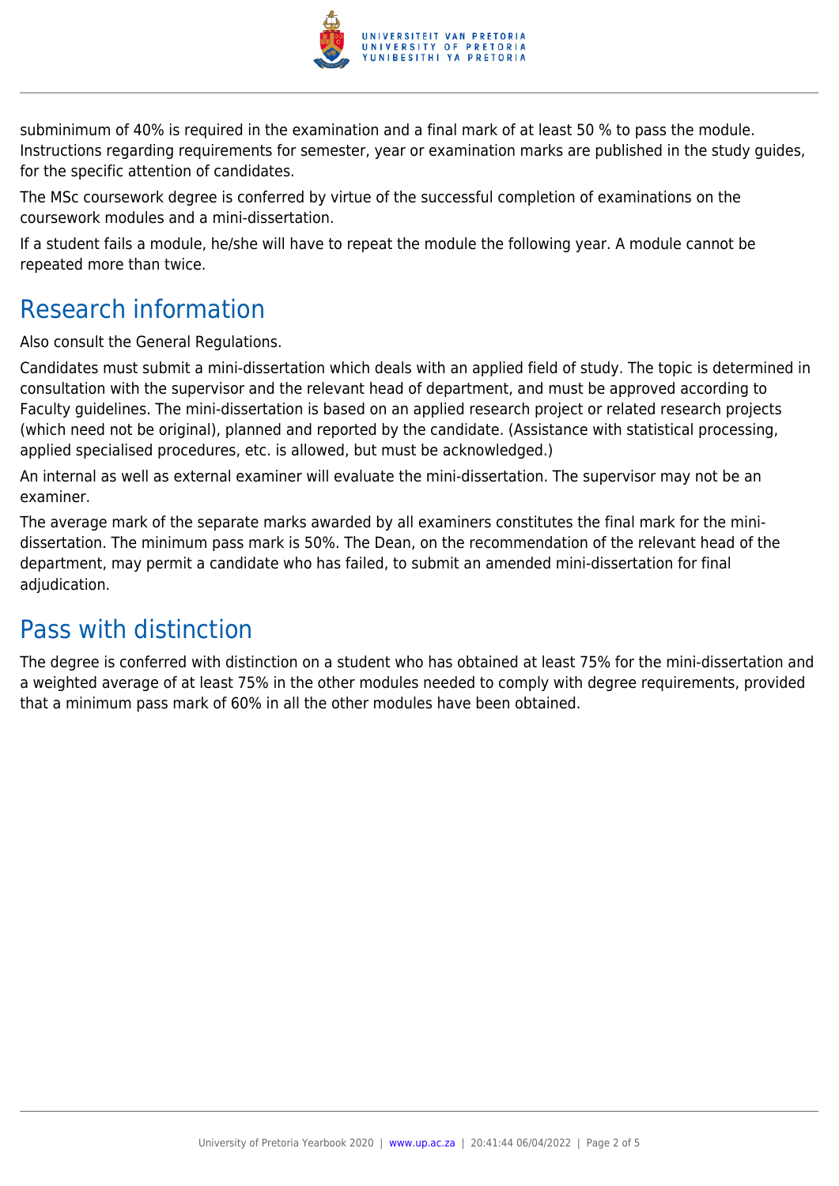subminimum of 40% is required in the examination and a final mark of at least 50 % to pass the module. Instructions regarding requirements for semester, year or examination marks are published in the study guides, for the specific attention of candidates.

The MSc coursework degree is conferred by virtue of the successful completion of examinations on the coursework modules and a mini-dissertation.

If a student fails a module, he/she will have to repeat the module the following year. A module cannot be repeated more than twice.

## Research information

Also consult the General Regulations.

Candidates must submit a mini-dissertation which deals with an applied field of study. The topic is determined in consultation with the supervisor and the relevant head of department, and must be approved according to Faculty guidelines. The mini-dissertation is based on an applied research project or related research projects (which need not be original), planned and reported by the candidate. (Assistance with statistical processing, applied specialised procedures, etc. is allowed, but must be acknowledged.)

An internal as well as external examiner will evaluate the mini-dissertation. The supervisor may not be an examiner.

The average mark of the separate marks awarded by all examiners constitutes the final mark for the mini-dissertation. The minimum pass mark is 50%. The Dean, on the recommendation of the relevant head of the department, may permit a candidate who has failed, to submit an amended mini-dissertation for final adjudication.

## Pass with distinction

The degree is conferred with distinction on a student who has obtained at least 75% for the mini-dissertation and a weighted average of at least 75% in the other modules needed to comply with degree requirements, provided that a minimum pass mark of 60% in all the other modules have been obtained.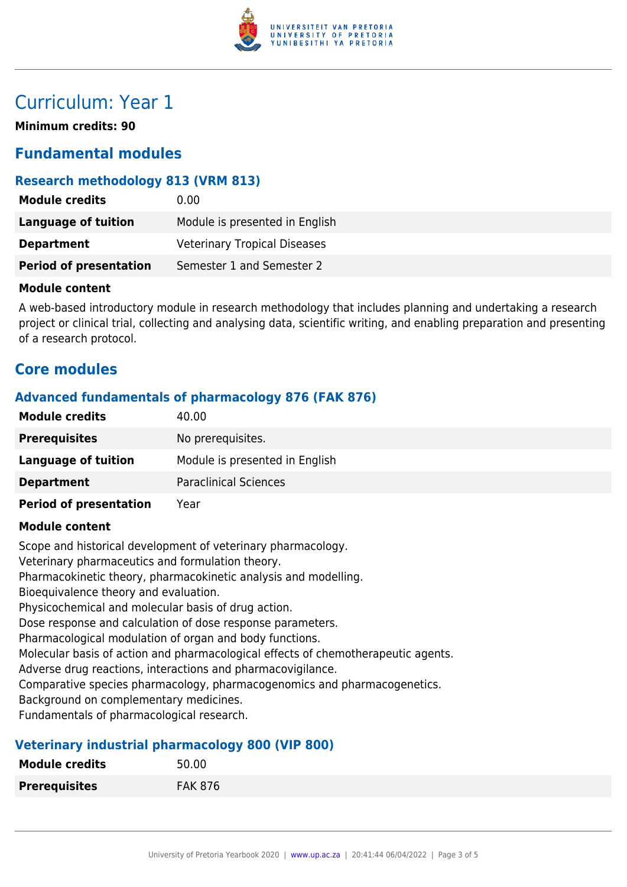# Curriculum: Year 1

**Minimum credits: 90**

## Fundamental modules

### Research methodology 813 (VRM 813)

| | |
|---|---|
| **Module credits** | 0.00 |
| **Language of tuition** | Module is presented in English |
| **Department** | Veterinary Tropical Diseases |
| **Period of presentation** | Semester 1 and Semester 2 |

**Module content**

A web-based introductory module in research methodology that includes planning and undertaking a research project or clinical trial, collecting and analysing data, scientific writing, and enabling preparation and presenting of a research protocol.

## Core modules

### Advanced fundamentals of pharmacology 876 (FAK 876)

| | |
|---|---|
| **Module credits** | 40.00 |
| **Prerequisites** | No prerequisites. |
| **Language of tuition** | Module is presented in English |
| **Department** | Paraclinical Sciences |
| **Period of presentation** | Year |

**Module content**

Scope and historical development of veterinary pharmacology.
Veterinary pharmaceutics and formulation theory.
Pharmacokinetic theory, pharmacokinetic analysis and modelling.
Bioequivalence theory and evaluation.
Physicochemical and molecular basis of drug action.
Dose response and calculation of dose response parameters.
Pharmacological modulation of organ and body functions.
Molecular basis of action and pharmacological effects of chemotherapeutic agents.
Adverse drug reactions, interactions and pharmacovigilance.
Comparative species pharmacology, pharmacogenomics and pharmacogenetics.
Background on complementary medicines.
Fundamentals of pharmacological research.

### Veterinary industrial pharmacology 800 (VIP 800)

| | |
|---|---|
| **Module credits** | 50.00 |
| **Prerequisites** | FAK 876 |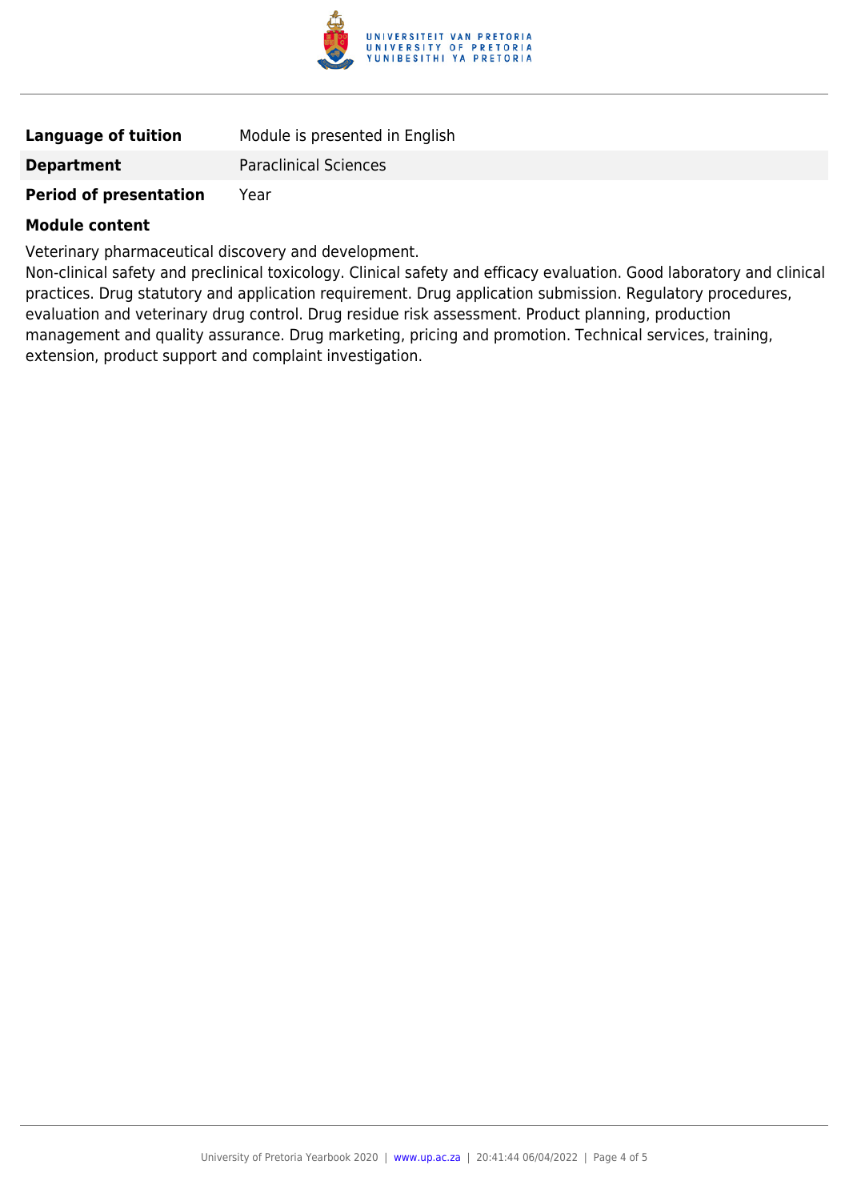| | |
|---|---|
| **Language of tuition** | Module is presented in English |
| **Department** | Paraclinical Sciences |
| **Period of presentation** | Year |

**Module content**

Veterinary pharmaceutical discovery and development.
Non-clinical safety and preclinical toxicology. Clinical safety and efficacy evaluation. Good laboratory and clinical practices. Drug statutory and application requirement. Drug application submission. Regulatory procedures, evaluation and veterinary drug control. Drug residue risk assessment. Product planning, production management and quality assurance. Drug marketing, pricing and promotion. Technical services, training, extension, product support and complaint investigation.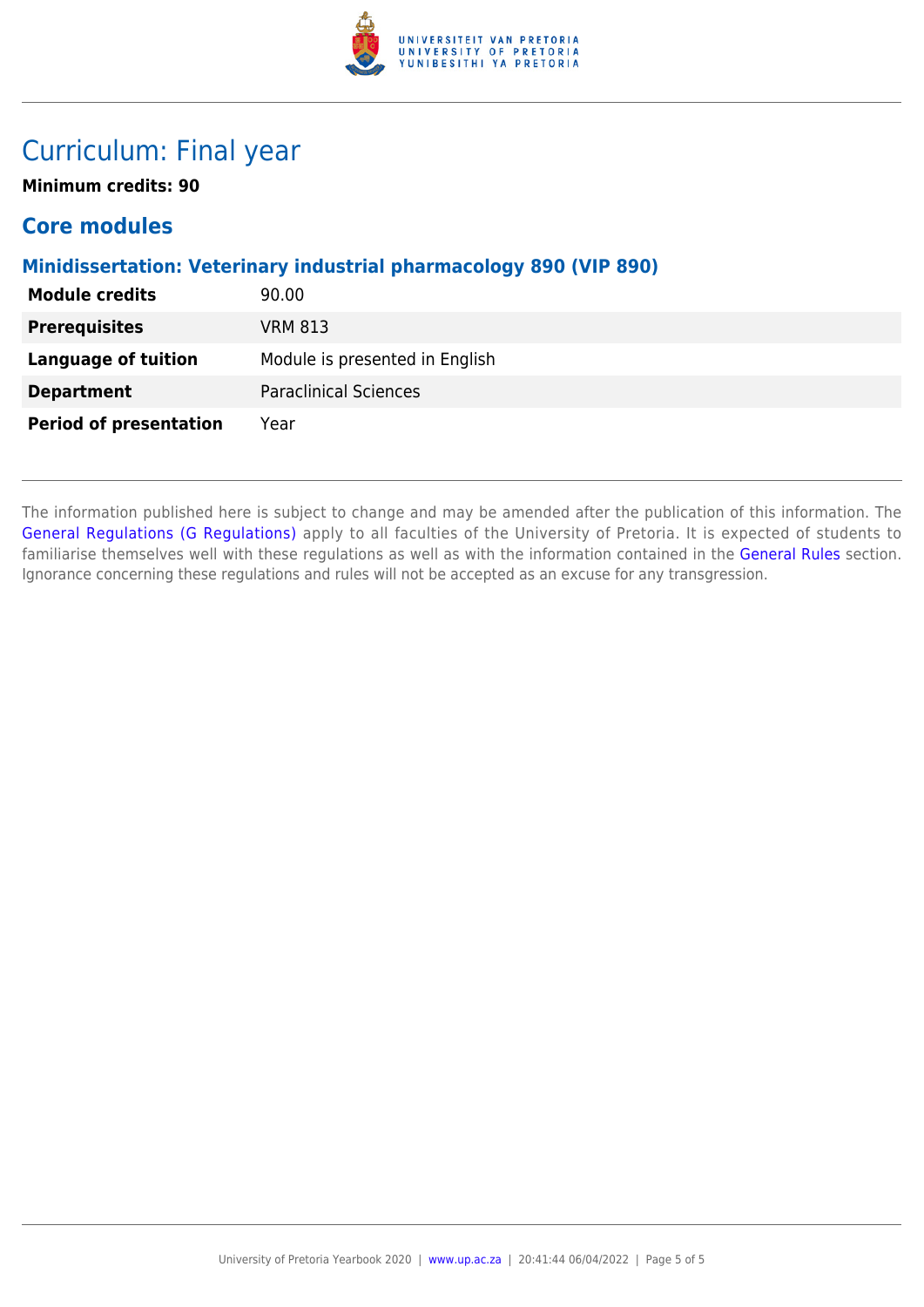## Curriculum: Final year

**Minimum credits: 90**

### Core modules

#### Minidissertation: Veterinary industrial pharmacology 890 (VIP 890)

| | |
|---|---|
| **Module credits** | 90.00 |
| **Prerequisites** | VRM 813 |
| **Language of tuition** | Module is presented in English |
| **Department** | Paraclinical Sciences |
| **Period of presentation** | Year |

The information published here is subject to change and may be amended after the publication of this information. The General Regulations (G Regulations) apply to all faculties of the University of Pretoria. It is expected of students to familiarise themselves well with these regulations as well as with the information contained in the General Rules section. Ignorance concerning these regulations and rules will not be accepted as an excuse for any transgression.